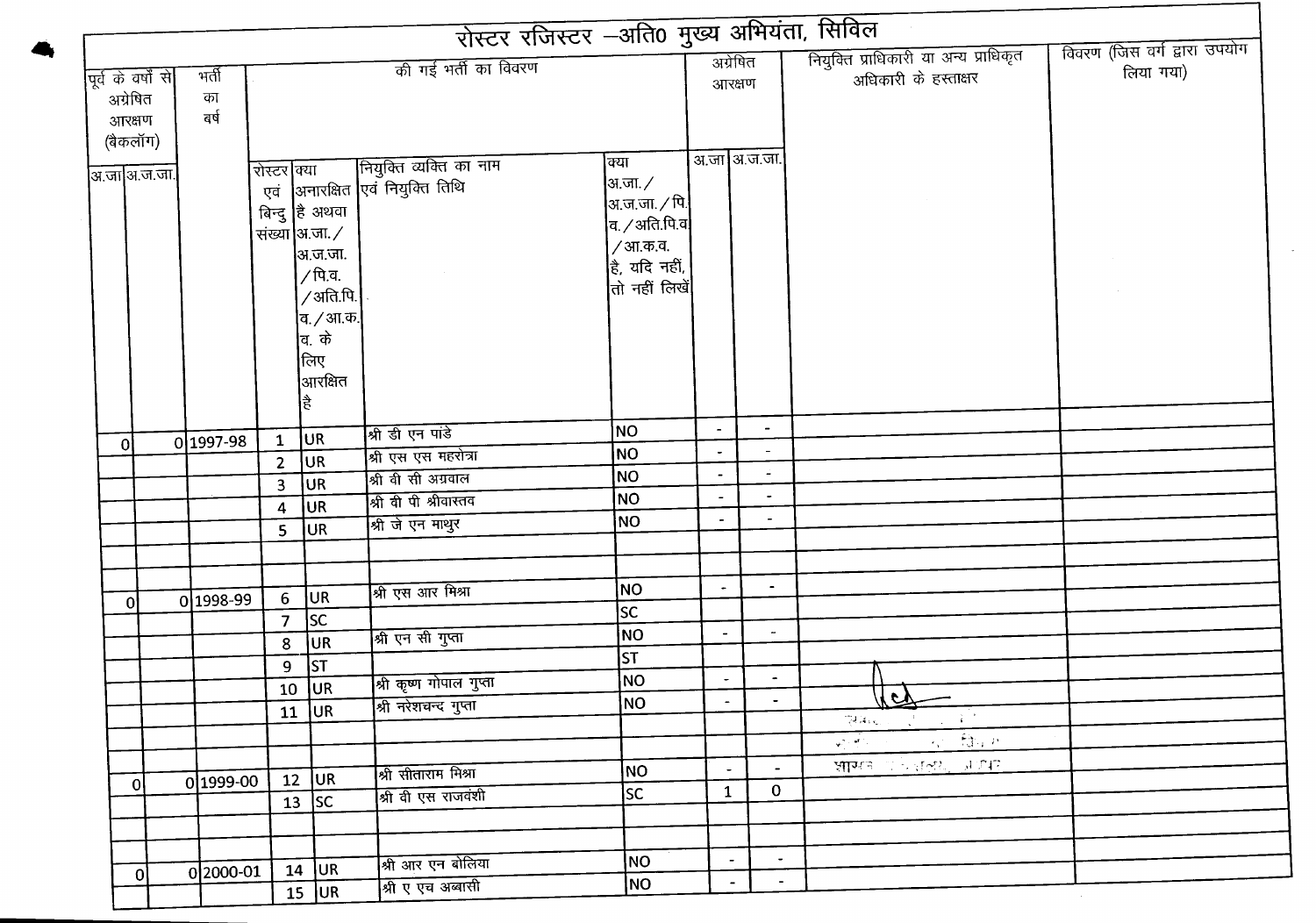# रोस्टर रजिस्टर –अति0 मुख्य अभियंता, सिविल

| पूर्व के वर्षों से अग्रेषित आरक्षण (बैकलॉग) | | भर्ती का वर्ष | की गई भर्ती का विवरण | | | | अग्रेषित आरक्षण | | नियुक्ति प्राधिकारी या अन्य प्राधिकृत अधिकारी के हस्ताक्षर | विवरण (जिस वर्ग द्वारा उपयोग लिया गया) |
|---|---|---|---|---|---|---|---|---|---|---|
| अ.जा | अ.ज.जा. | | रोस्टर एवं बिन्दु संख्या | क्या अनारक्षित है अथवा अ.जा./अ.ज.जा./पि.व./अति.पि.व./आ.क.व. के लिए आरक्षित है | नियुक्ति व्यक्ति का नाम एवं नियुक्ति तिथि | क्या अ.जा./अ.ज.जा./पि.व./अति.पि.व/आ.क.व. है, यदि नहीं, तो नहीं लिखें | अ.जा | अ.ज.जा. | | |
| 0 | 0 | 1997-98 | 1 | UR | श्री डी एन पांडे | NO | - | - | | |
| | | | 2 | UR | श्री एस एस महरोत्रा | NO | - | - | | |
| | | | 3 | UR | श्री वी सी अग्रवाल | NO | - | - | | |
| | | | 4 | UR | श्री वी पी श्रीवास्तव | NO | - | - | | |
| | | | 5 | UR | श्री जे एन माथुर | NO | - | - | | |
| | | | | | | | | | | |
| 0 | 0 | 1998-99 | 6 | UR | श्री एस आर मिश्रा | NO | - | - | | |
| | | | 7 | SC | | SC | | | | |
| | | | 8 | UR | श्री एन सी गुप्ता | NO | - | - | | |
| | | | 9 | ST | | ST | | | | |
| | | | 10 | UR | श्री कृष्ण गोपाल गुप्ता | NO | - | - | | |
| | | | 11 | UR | श्री नरेशचन्द गुप्ता | NO | - | - | | |
| | | | | | | | | | | |
| 0 | 0 | 1999-00 | 12 | UR | श्री सीताराम मिश्रा | NO | - | - | | |
| | | | 13 | SC | श्री वी एस राजवंशी | SC | 1 | 0 | | |
| | | | | | | | | | | |
| 0 | 0 | 2000-01 | 14 | UR | श्री आर एन बोलिया | NO | - | - | | |
| | | | 15 | UR | श्री ए एच अब्बासी | NO | - | - | | |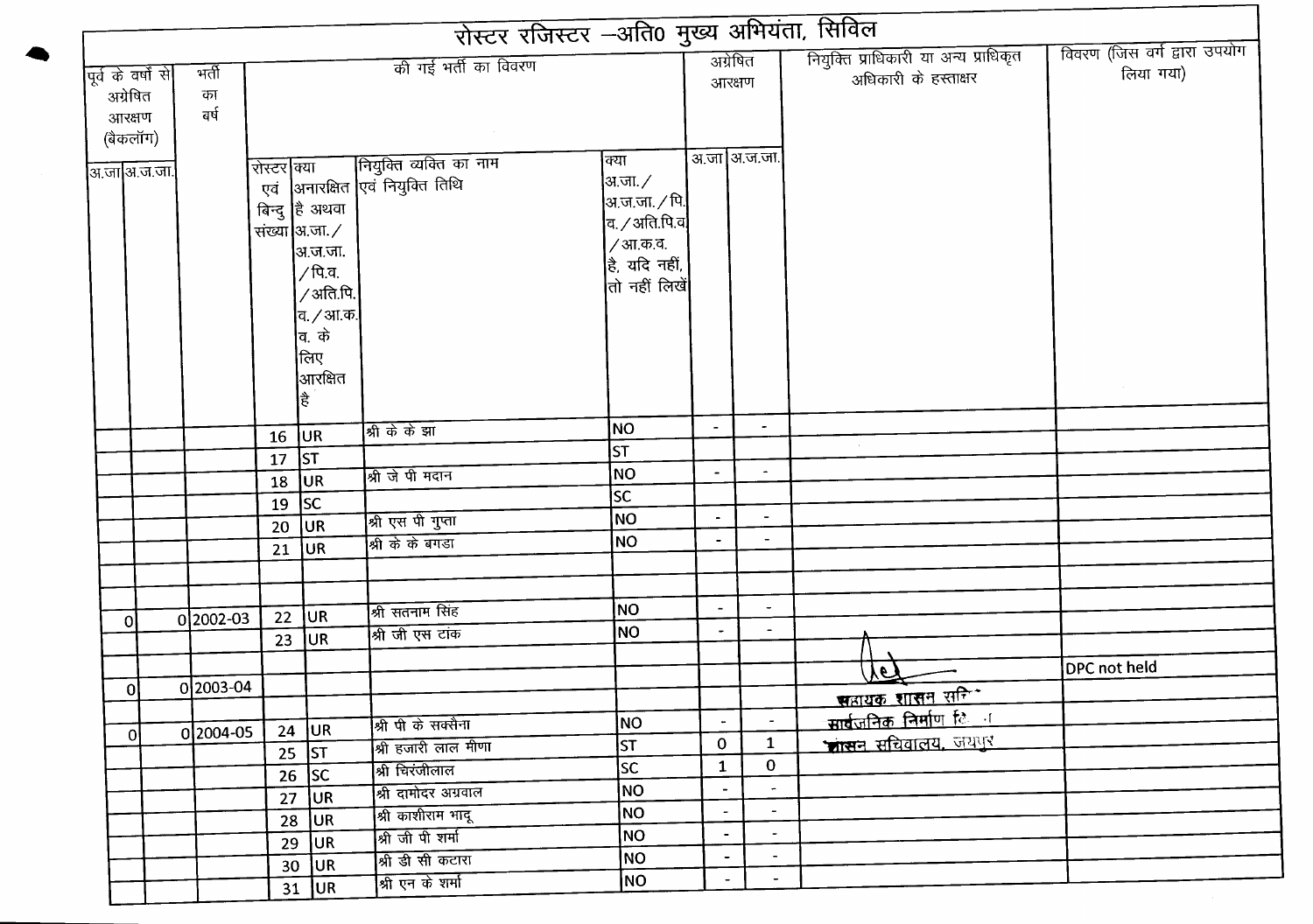# रोस्टर रजिस्टर –अति0 मुख्य अभियंता, सिविल

| पूर्व के वर्षो से अग्रेषित आरक्षण (बैकलॉग) | | भर्ती का वर्ष | की गई भर्ती का विवरण | | | | अग्रेषित आरक्षण | | नियुक्ति प्राधिकारी या अन्य प्राधिकृत अधिकारी के हस्ताक्षर | विवरण (जिस वर्ग द्वारा उपयोग लिया गया) |
|---|---|---|---|---|---|---|---|---|---|---|
| अ.जा | अ.ज.जा. | | रोस्टर एवं बिन्दु संख्या | क्या अनारक्षित है अथवा अ.जा./अ.ज.जा./पि.व./अति.पि.व./आ.क.व. के लिए आरक्षित है | नियुक्ति व्यक्ति का नाम एवं नियुक्ति तिथि | क्या अ.जा./अ.ज.जा./पि.व./अति.पि.व/आ.क.व. है, यदि नहीं, तो नहीं लिखें | अ.जा | अ.ज.जा. | | |
| | | | 16 | UR | श्री के के झा | NO | - | - | | |
| | | | 17 | ST | | ST | | | | |
| | | | 18 | UR | श्री जे पी मदान | NO | - | - | | |
| | | | 19 | SC | | SC | | | | |
| | | | 20 | UR | श्री एस पी गुप्ता | NO | - | - | | |
| | | | 21 | UR | श्री के के बगडा | NO | - | - | | |
| | | | | | | | | | | |
| | | | | | | | | | | |
| 0 | 0 | 2002-03 | 22 | UR | श्री सतनाम सिंह | NO | - | - | | |
| | | | 23 | UR | श्री जी एस टांक | NO | - | - | | |
| | | | | | | | | | | DPC not held |
| 0 | 0 | 2003-04 | | | | | | | सहायक शासन सचिव सार्वजनिक निर्माण विभाग शासन सचिवालय, जयपुर | |
| | | | | | | | | | | |
| 0 | 0 | 2004-05 | 24 | UR | श्री पी के सक्सैना | NO | - | - | | |
| | | | 25 | ST | श्री हजारी लाल मीणा | ST | 0 | 1 | | |
| | | | 26 | SC | श्री चिरंजीलाल | SC | 1 | 0 | | |
| | | | 27 | UR | श्री दामोदर अग्रवाल | NO | - | - | | |
| | | | 28 | UR | श्री काशीराम भादू | NO | - | - | | |
| | | | 29 | UR | श्री जी पी शर्मा | NO | - | - | | |
| | | | 30 | UR | श्री डी सी कटारा | NO | - | - | | |
| | | | 31 | UR | श्री एन के शर्मा | NO | - | - | | |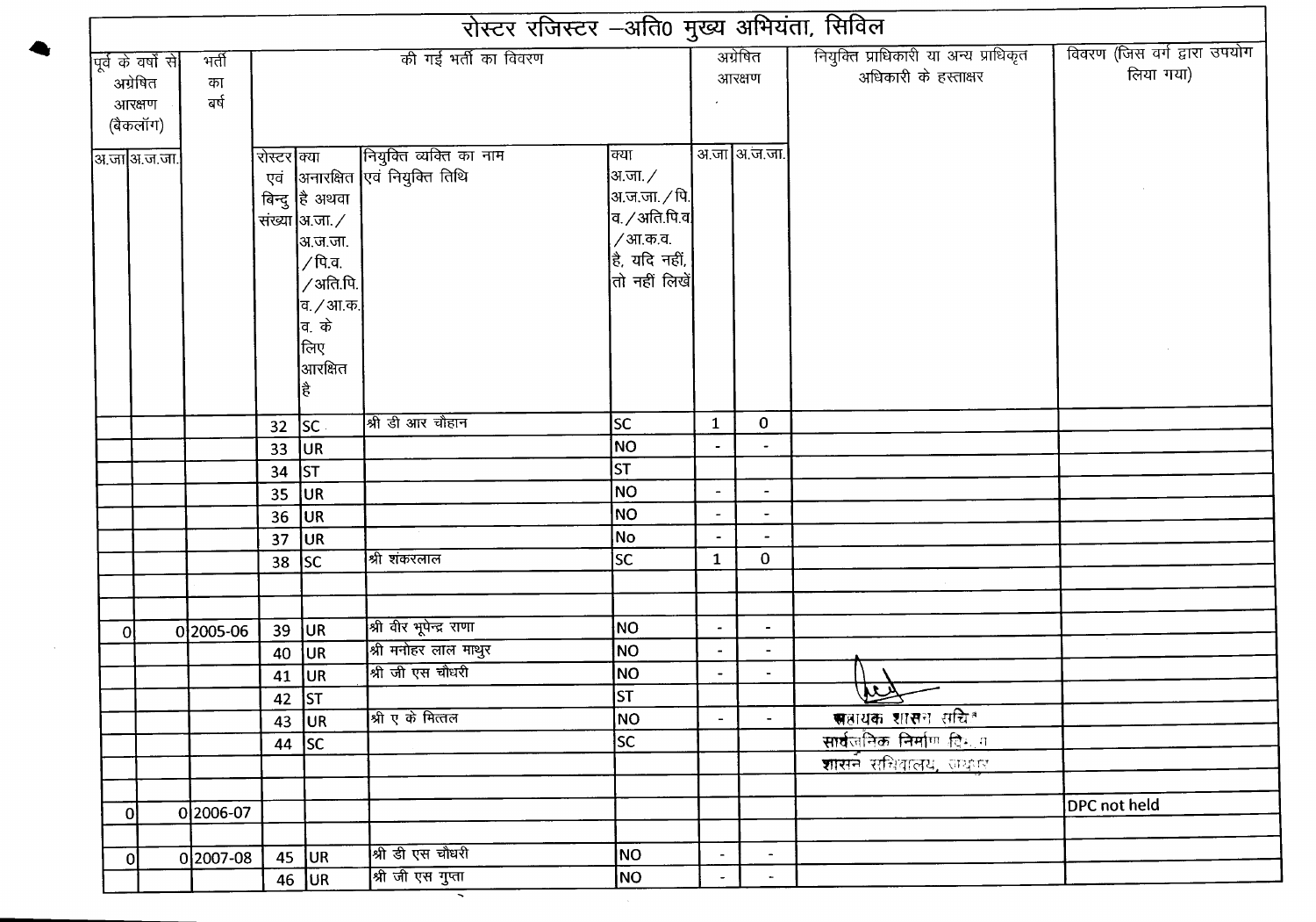# रोस्टर रजिस्टर –अति0 मुख्य अभियंता, सिविल

| पूर्व के वर्षो से अग्रेषित आरक्षण (बैकलॉग) | | भर्ती का बर्ष | की गई भर्ती का विवरण | | | | अग्रेषित आरक्षण | | नियुक्ति प्राधिकारी या अन्य प्राधिकृत अधिकारी के हस्ताक्षर | विवरण (जिस वर्ग द्वारा उपयोग लिया गया) |
|---|---|---|---|---|---|---|---|---|---|---|
| अ.जा | अ.ज.जा. | | रोस्टर एवं बिन्दु संख्या | क्या अनारक्षित है अथवा अ.जा./ अ.ज.जा. /पि.व. /अति.पि. व./आ.क. व. के लिए आरक्षित है | नियुक्ति व्यक्ति का नाम एवं नियुक्ति तिथि | क्या अ.जा./ अ.ज.जा./पि. व./अति.पि.व /आ.क.व. है, यदि नहीं, तो नहीं लिखें | अ.जा | अ.ज.जा. | | |
| | | | 32 | SC | श्री डी आर चौहान | SC | 1 | 0 | | |
| | | | 33 | UR | | NO | - | - | | |
| | | | 34 | ST | | ST | | | | |
| | | | 35 | UR | | NO | - | - | | |
| | | | 36 | UR | | NO | - | - | | |
| | | | 37 | UR | | No | - | - | | |
| | | | 38 | SC | श्री शंकरलाल | SC | 1 | 0 | | |
| | | | | | | | | | | |
| | | | | | | | | | | |
| 0 | 0 | 2005-06 | 39 | UR | श्री वीर भूपेन्द्र राणा | NO | - | - | | |
| | | | 40 | UR | श्री मनोहर लाल माथुर | NO | - | - | | |
| | | | 41 | UR | श्री जी एस चौधरी | NO | - | - | | |
| | | | 42 | ST | | ST | | | | |
| | | | 43 | UR | श्री ए के मित्तल | NO | - | - | सहायक शासन सचिव | |
| | | | 44 | SC | | SC | | | सार्वजनिक निर्माण विभाग | |
| | | | | | | | | | शासन सचिवालय, जयपुर | |
| | | | | | | | | | | |
| 0 | 0 | 2006-07 | | | | | | | | DPC not held |
| | | | | | | | | | | |
| 0 | 0 | 2007-08 | 45 | UR | श्री डी एस चौधरी | NO | - | - | | |
| | | | 46 | UR | श्री जी एस गुप्ता | NO | - | - | | |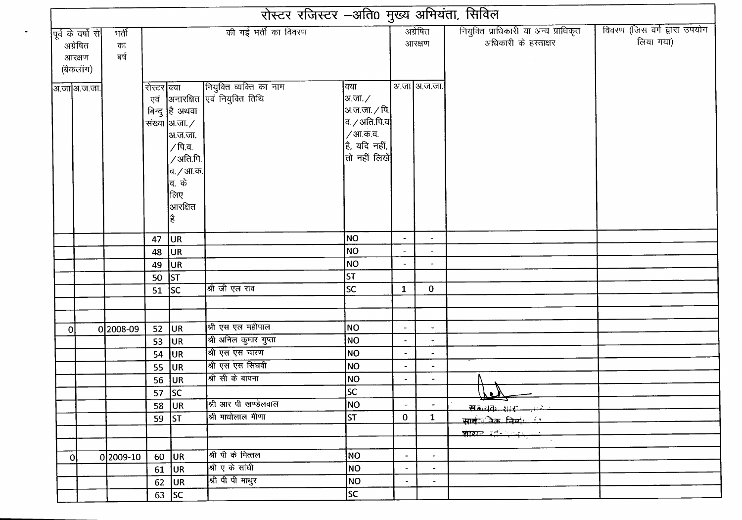# रोस्टर रजिस्टर –अति0 मुख्य अभियंता, सिविल

| पूर्व के वर्षों से अग्रेषित आरक्षण (बैकलॉग) | | भर्ती का बर्ष | की गई भर्ती का विवरण | | | | अग्रेषित आरक्षण | | नियुक्ति प्राधिकारी या अन्य प्राधिकृत अधिकारी के हस्ताक्षर | विवरण (जिस वर्ग द्वारा उपयोग लिया गया) |
|---|---|---|---|---|---|---|---|---|---|---|
| अ.जा | अ.ज.जा. | | रोस्टर एवं बिन्दु संख्या | क्या अनारक्षित है अथवा अ.जा./ अ.ज.जा. /पि.व. /अति.पि. व./आ.क. व. के लिए आरक्षित है | नियुक्ति व्यक्ति का नाम एवं नियुक्ति तिथि | क्या अ.जा./ अ.ज.जा./पि. व./अति.पि.व /आ.क.व. है, यदि नहीं, तो नहीं लिखें | अ.जा | अ.ज.जा. | | |
| | | | 47 | UR | | NO | - | - | | |
| | | | 48 | UR | | NO | - | - | | |
| | | | 49 | UR | | NO | - | - | | |
| | | | 50 | ST | | ST | | | | |
| | | | 51 | SC | श्री जी एल राव | SC | 1 | 0 | | |
| | | | | | | | | | | |
| | | | | | | | | | | |
| 0 | 0 | 2008-09 | 52 | UR | श्री एस एल महीपाल | NO | - | - | | |
| | | | 53 | UR | श्री अनिल कुमार गुप्ता | NO | - | - | | |
| | | | 54 | UR | श्री एस एस चारण | NO | - | - | | |
| | | | 55 | UR | श्री एस एस सिंघवी | NO | - | - | | |
| | | | 56 | UR | श्री सी के बापना | NO | - | - | | |
| | | | 57 | SC | | SC | | | | |
| | | | 58 | UR | श्री आर पी खण्डेलवाल | NO | - | - | सहायक शासन सचिव | |
| | | | 59 | ST | श्री माधोलाल मीणा | ST | 0 | 1 | सार्वजनिक निर्माण विभाग | |
| | | | | | | | | | शासन सचिवालय | |
| | | | | | | | | | | |
| 0 | 0 | 2009-10 | 60 | UR | श्री पी के मित्तल | NO | - | - | | |
| | | | 61 | UR | श्री ए के सांघी | NO | - | - | | |
| | | | 62 | UR | श्री पी पी माथुर | NO | - | - | | |
| | | | 63 | SC | | SC | | | | |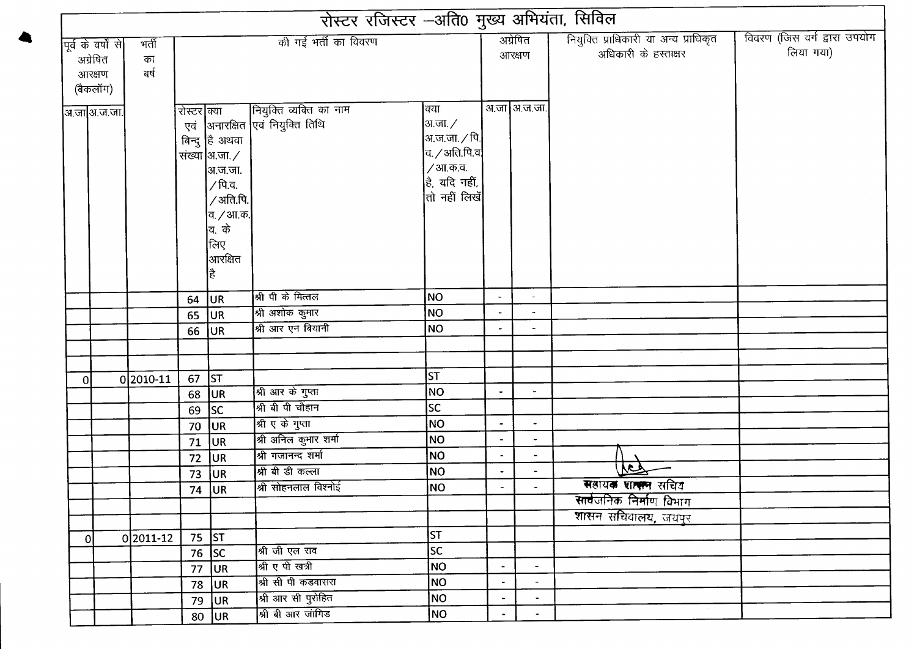# रोस्टर रजिस्टर –अति0 मुख्य अभियंता, सिविल

| पूर्व के वर्षों से अग्रेषित आरक्षण (बैकलॉग) | | भर्ती का वर्ष | की गई भर्ती का विवरण | | | | अग्रेषित आरक्षण | | नियुक्ति प्राधिकारी या अन्य प्राधिकृत अधिकारी के हस्ताक्षर | विवरण (जिस वर्ग द्वारा उपयोग लिया गया) |
|---|---|---|---|---|---|---|---|---|---|---|
| अ.जा | अ.ज.जा. | | रोस्टर एवं बिन्दु संख्या | क्या अनारक्षित है अथवा अ.जा./अ.ज.जा./पि.व./अति.पि.व./आ.क.व. के लिए आरक्षित है | नियुक्ति व्यक्ति का नाम एवं नियुक्ति तिथि | क्या अ.जा./अ.ज.जा./पि.व./अति.पि.व./आ.क.व. है, यदि नहीं, तो नहीं लिखें | अ.जा | अ.ज.जा. | | |
| | | | 64 | UR | श्री पी के मित्तल | NO | - | - | | |
| | | | 65 | UR | श्री अशोक कुमार | NO | - | - | | |
| | | | 66 | UR | श्री आर एन बियानी | NO | - | - | | |
| | | | | | | | | | | |
| | | | | | | | | | | |
| 0 | 0 | 2010-11 | 67 | ST | | ST | | | | |
| | | | 68 | UR | श्री आर के गुप्ता | NO | - | - | | |
| | | | 69 | SC | श्री बी पी चौहान | SC | | | | |
| | | | 70 | UR | श्री ए के गुप्ता | NO | - | - | | |
| | | | 71 | UR | श्री अनिल कुमार शर्मा | NO | - | - | | |
| | | | 72 | UR | श्री गजानन्द शर्मा | NO | - | - | | |
| | | | 73 | UR | श्री बी डी कल्ला | NO | - | - | | |
| | | | 74 | UR | श्री सोहनलाल विश्नोई | NO | - | - | सहायक शासन सचिव | |
| | | | | | | | | | सार्वजनिक निर्माण विभाग | |
| | | | | | | | | | शासन सचिवालय, जयपुर | |
| 0 | 0 | 2011-12 | 75 | ST | | ST | | | | |
| | | | 76 | SC | श्री जी एल राव | SC | | | | |
| | | | 77 | UR | श्री ए पी खत्री | NO | - | - | | |
| | | | 78 | UR | श्री सी पी कडवासरा | NO | - | - | | |
| | | | 79 | UR | श्री आर सी पुरोहित | NO | - | - | | |
| | | | 80 | UR | श्री बी आर जांगिड | NO | - | - | | |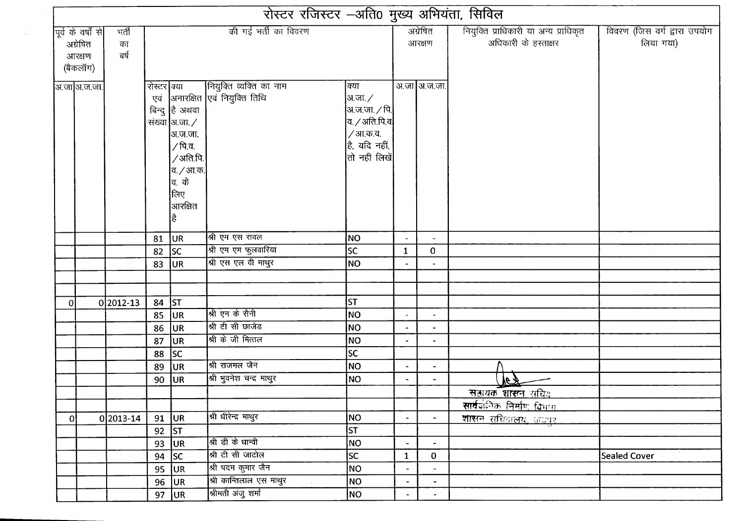# रोस्टर रजिस्टर –अति0 मुख्य अभियंता, सिविल

| पूर्व के वर्षों से अग्रेषित आरक्षण (बैकलॉग) | | भर्ती का वर्ष | की गई भर्ती का विवरण | | | | अग्रेषित आरक्षण | | नियुक्ति प्राधिकारी या अन्य प्राधिकृत अधिकारी के हस्ताक्षर | विवरण (जिस वर्ग द्वारा उपयोग लिया गया) |
|---|---|---|---|---|---|---|---|---|---|---|
| अ.जा | अ.ज.जा. | | रोस्टर एवं बिन्दु संख्या | क्या अनारक्षित है अथवा अ.जा./ अ.ज.जा. /पि.व. /अति.पि.व./आ.क.व. के लिए आरक्षित है | नियुक्ति व्यक्ति का नाम एवं नियुक्ति तिथि | क्या अ.जा./ अ.ज.जा./पि.व./अति.पि.व /आ.क.व. है, यदि नहीं, तो नहीं लिखें | अ.जा | अ.ज.जा. | | |
| | | | 81 | UR | श्री एम एस रावल | NO | - | - | | |
| | | | 82 | SC | श्री एम एम फुलवारिया | SC | 1 | 0 | | |
| | | | 83 | UR | श्री एस एल वी माथुर | NO | - | - | | |
| | | | | | | | | | | |
| | | | | | | | | | | |
| 0 | 0 | 2012-13 | 84 | ST | | ST | | | | |
| | | | 85 | UR | श्री एन के सैनी | NO | - | - | | |
| | | | 86 | UR | श्री टी सी छाजेड | NO | - | - | | |
| | | | 87 | UR | श्री के जी मित्तल | NO | - | - | | |
| | | | 88 | SC | | SC | | | | |
| | | | 89 | UR | श्री राजमल जैन | NO | - | - | | |
| | | | 90 | UR | श्री भुवनेश चन्द्र माथुर | NO | - | - | | |
| | | | | | | | | | सहायक शासन सचिव | |
| | | | | | | | | | सार्वजनिक निर्माण विभाग | |
| 0 | 0 | 2013-14 | 91 | UR | श्री धीरेन्द्र माथुर | NO | - | - | शासन सचिवालय, जयपुर | |
| | | | 92 | ST | | ST | | | | |
| | | | 93 | UR | श्री डी के धान्वी | NO | - | - | | |
| | | | 94 | SC | श्री टी सी जाटोल | SC | 1 | 0 | | Sealed Cover |
| | | | 95 | UR | श्री पदम कुमार जैन | NO | - | - | | |
| | | | 96 | UR | श्री कान्तिलाल एस माथुर | NO | - | - | | |
| | | | 97 | UR | श्रीमती अंजु शर्मा | NO | - | - | | |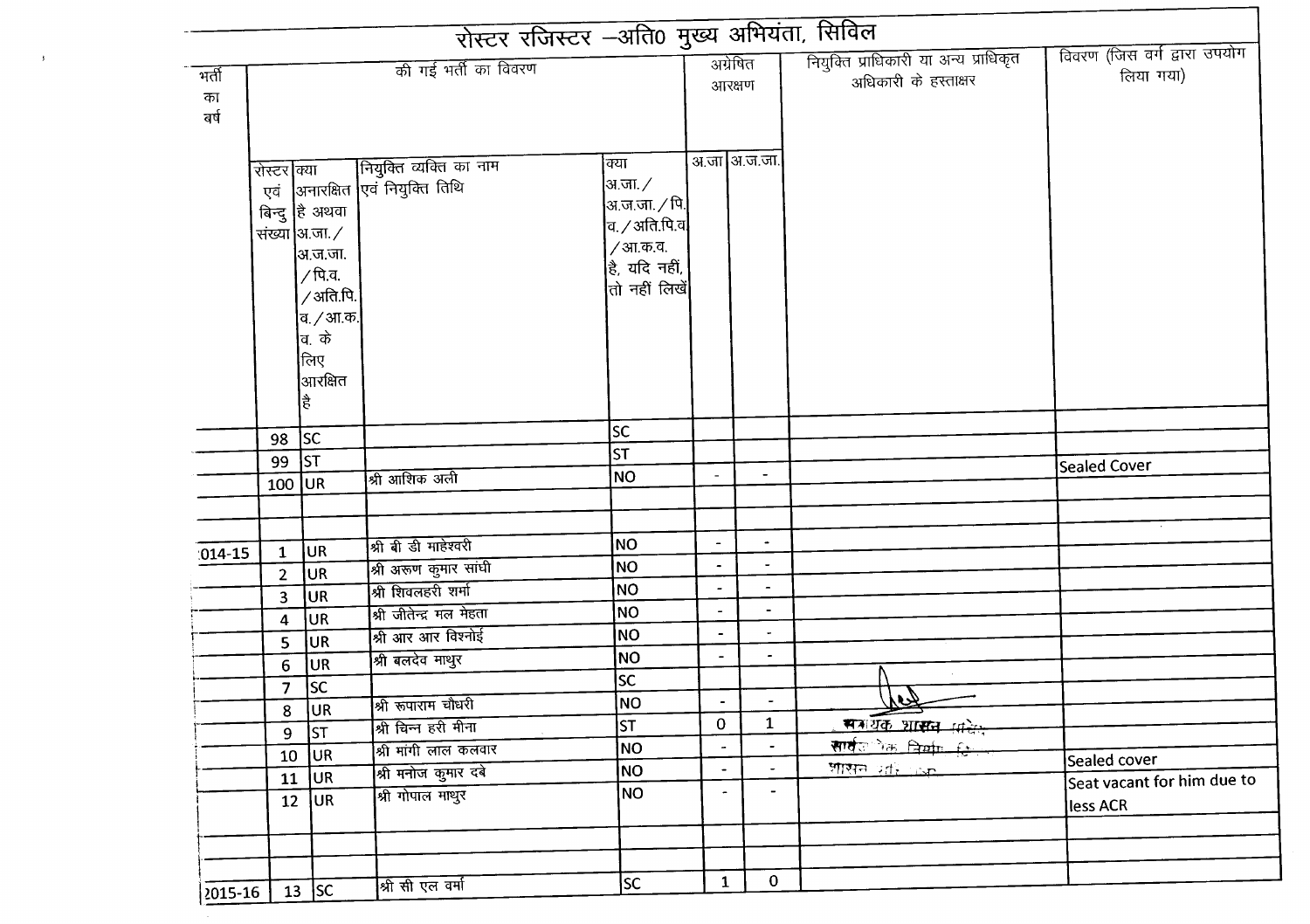# रोस्टर रजिस्टर –अति0 मुख्य अभियंता, सिविल

| भर्ती का वर्ष | की गई भर्ती का विवरण | | | | अग्रेषित आरक्षण | | नियुक्ति प्राधिकारी या अन्य प्राधिकृत अधिकारी के हस्ताक्षर | विवरण (जिस वर्ग द्वारा उपयोग लिया गया) |
|---|---|---|---|---|---|---|---|---|
| | रोस्टर एवं बिन्दु संख्या | क्या अनारक्षित है अथवा अ.जा./ अ.ज.जा. /पि.व. /अति.पि. व./आ.क. व. के लिए आरक्षित है | नियुक्ति व्यक्ति का नाम एवं नियुक्ति तिथि | क्या अ.जा./ अ.ज.जा./पि. व./अति.पि.व. /आ.क.व. है, यदि नहीं, तो नहीं लिखें | अ.जा | अ.ज.जा. | | |
| | 98 | SC | | SC | | | | |
| | 99 | ST | | ST | | | | Sealed Cover |
| | 100 | UR | श्री आशिक अली | NO | - | - | | |
| | | | | | | | | |
| | | | | | | | | |
| 2014-15 | 1 | UR | श्री बी डी माहेश्वरी | NO | - | - | | |
| | 2 | UR | श्री अरूण कुमार सांघी | NO | - | - | | |
| | 3 | UR | श्री शिवलहरी शर्मा | NO | - | - | | |
| | 4 | UR | श्री जीतेन्द्र मल मेहता | NO | - | - | | |
| | 5 | UR | श्री आर आर विश्नोई | NO | - | - | | |
| | 6 | UR | श्री बलदेव माथुर | NO | - | - | | |
| | 7 | SC | | SC | | | | |
| | 8 | UR | श्री रूपाराम चौधरी | NO | - | - | | |
| | 9 | ST | श्री चिन्न हरी मीना | ST | 0 | 1 | संयुक्त शासन सचिव सार्वजनिक निर्माण विभाग शासन सचिवालय | |
| | 10 | UR | श्री मांगी लाल कलवार | NO | - | - | | Sealed cover |
| | 11 | UR | श्री मनोज कुमार दवे | NO | - | - | | Seat vacant for him due to less ACR |
| | 12 | UR | श्री गोपाल माथुर | NO | - | - | | |
| | | | | | | | | |
| | | | | | | | | |
| 2015-16 | 13 | SC | श्री सी एल वर्मा | SC | 1 | 0 | | |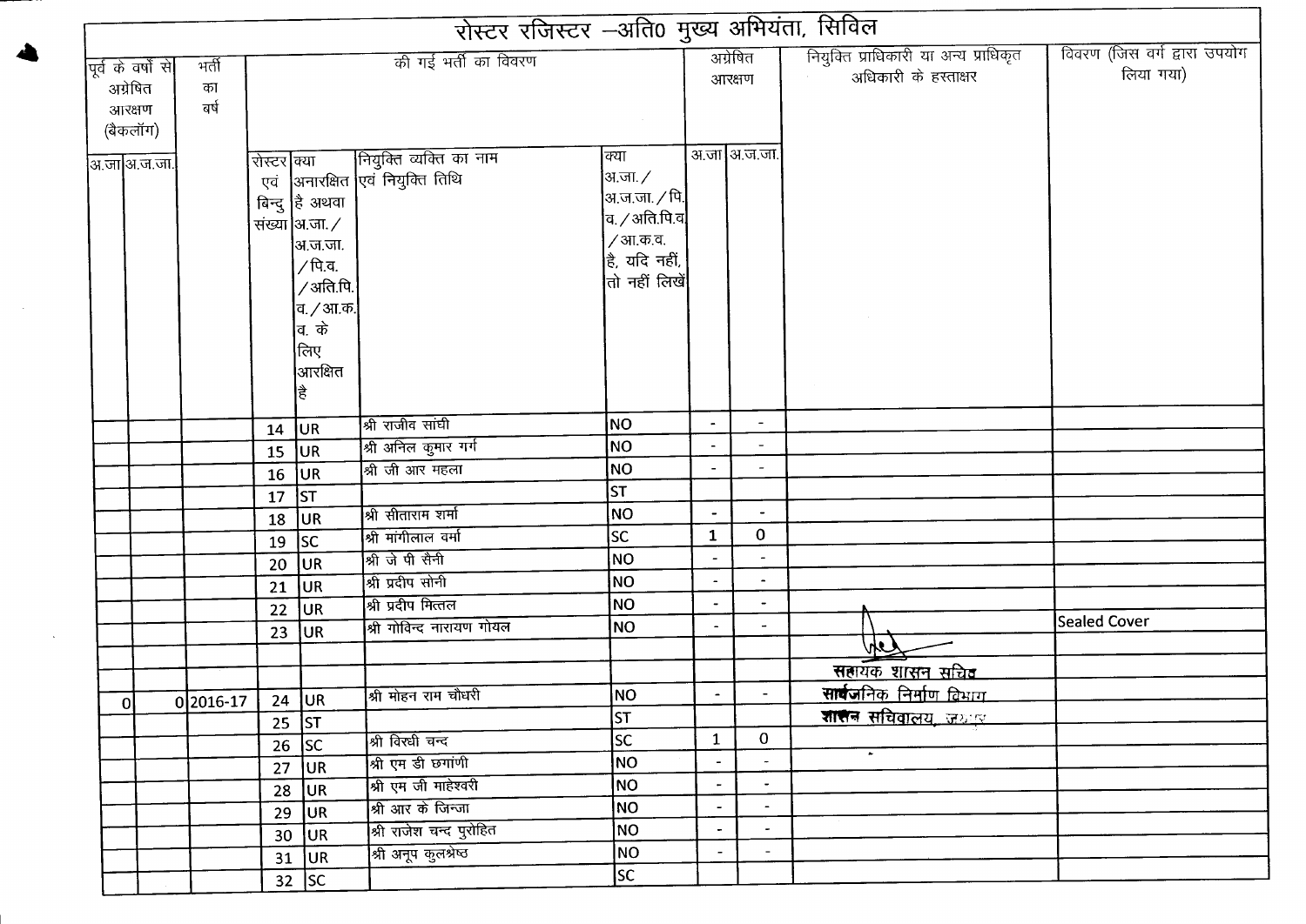# रोस्टर रजिस्टर –अति0 मुख्य अभियंता, सिविल

| पूर्व के वर्षो से अग्रेषित आरक्षण (बैकलॉग) | | भर्ती का वर्ष | की गई भर्ती का विवरण | | | | अग्रेषित आरक्षण | | नियुक्ति प्राधिकारी या अन्य प्राधिकृत अधिकारी के हस्ताक्षर | विवरण (जिस वर्ग द्वारा उपयोग लिया गया) |
|---|---|---|---|---|---|---|---|---|---|---|
| अ.जा | अ.ज.जा. | | रोस्टर एवं बिन्दु संख्या | क्या अनारक्षित है अथवा अ.जा./अ.ज.जा./पि.व./अति.पि.व./आ.क.व. के लिए आरक्षित है | नियुक्ति व्यक्ति का नाम एवं नियुक्ति तिथि | क्या अ.जा./अ.ज.जा./पि.व./अति.पि.व./आ.क.व. है, यदि नहीं, तो नहीं लिखें | अ.जा | अ.ज.जा. | | |
| | | | 14 | UR | श्री राजीव सांघी | NO | - | - | | |
| | | | 15 | UR | श्री अनिल कुमार गर्ग | NO | - | - | | |
| | | | 16 | UR | श्री जी आर महला | NO | - | - | | |
| | | | 17 | ST | | ST | | | | |
| | | | 18 | UR | श्री सीताराम शर्मा | NO | - | - | | |
| | | | 19 | SC | श्री मांगीलाल वर्मा | SC | 1 | 0 | | |
| | | | 20 | UR | श्री जे पी सैनी | NO | - | - | | |
| | | | 21 | UR | श्री प्रदीप सोनी | NO | - | - | | |
| | | | 22 | UR | श्री प्रदीप मित्तल | NO | - | - | | |
| | | | 23 | UR | श्री गोविन्द नारायण गोयल | NO | - | - | | Sealed Cover |
| | | | | | | | | | | |
| | | | | | | | | | सहायक शासन सचिव | |
| 0 | 0 | 2016-17 | 24 | UR | श्री मोहन राम चौधरी | NO | - | - | सार्वजनिक निर्माण विभाग | |
| | | | 25 | ST | | ST | | | शासन सचिवालय, जयपुर | |
| | | | 26 | SC | श्री विरधी चन्द | SC | 1 | 0 | | |
| | | | 27 | UR | श्री एम डी छगांणी | NO | - | - | | |
| | | | 28 | UR | श्री एम जी माहेश्वरी | NO | - | - | | |
| | | | 29 | UR | श्री आर के जिन्जा | NO | - | - | | |
| | | | 30 | UR | श्री राजेश चन्द पुरोहित | NO | - | - | | |
| | | | 31 | UR | श्री अनूप कुलश्रेष्ठ | NO | - | - | | |
| | | | 32 | SC | | SC | | | | |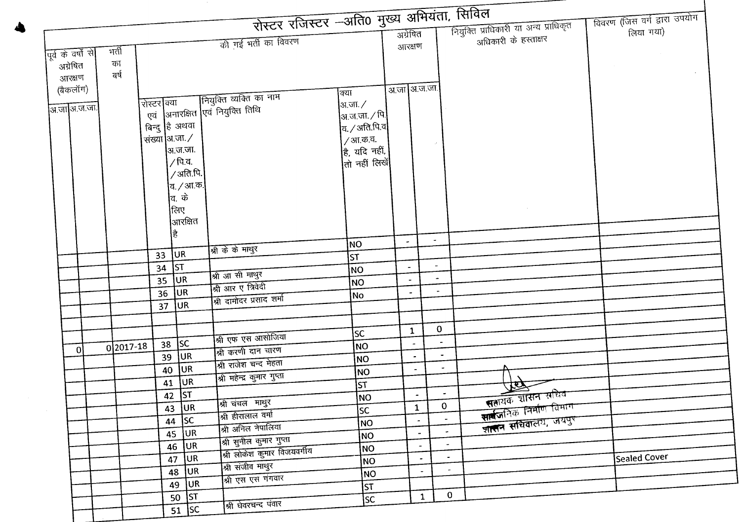# रोस्टर रजिस्टर –अति0 मुख्य अभियंता, सिविल

| पूर्व के वर्षों से अग्रेषित आरक्षण (बैकलॉग) | | भर्ती का वर्ष | की गई भर्ती का विवरण | | | | अग्रेषित आरक्षण | | नियुक्ति प्राधिकारी या अन्य प्राधिकृत अधिकारी के हस्ताक्षर | विवरण (जिस वर्ग द्वारा उपयोग लिया गया) |
|---|---|---|---|---|---|---|---|---|---|---|
| अ.जा | अ.ज.जा. | | रोस्टर एवं बिन्दु संख्या | क्या अनारक्षित है अथवा अ.जा./ अ.ज.जा. / पि.व. / अति.पि. व. / आ.क. व. के लिए आरक्षित है | नियुक्ति व्यक्ति का नाम एवं नियुक्ति तिथि | क्या अ.जा. / अ.ज.जा. / पि. व. / अति.पि.व / आ.क.व. है, यदि नहीं, तो नहीं लिखें | अ.जा | अ.ज.जा. | | |
| | | | 33 | UR | श्री के के माथुर | NO | - | - | | |
| | | | 34 | ST | | ST | | | | |
| | | | 35 | UR | श्री आ सी माथुर | NO | - | - | | |
| | | | 36 | UR | श्री आर ए त्रिवेदी | NO | - | - | | |
| | | | 37 | UR | श्री दामोदर प्रसाद शर्मा | No | - | - | | |
| | | | | | | | | | | |
| 0 | 0 | 2017-18 | 38 | SC | श्री एफ एस आसोजिया | SC | 1 | 0 | | |
| | | | 39 | UR | श्री करणी दान चारण | NO | - | - | | |
| | | | 40 | UR | श्री राजेश चन्द मेहता | NO | - | - | | |
| | | | 41 | UR | श्री महेन्द्र कुमार गुप्ता | NO | - | - | | |
| | | | 42 | ST | | ST | | | | |
| | | | 43 | UR | श्री चंचल माथुर | NO | - | - | सहायक शासन सचिव सार्वजनिक निर्माण विभाग शासन सचिवालय, जयपुर | |
| | | | 44 | SC | श्री हीरालाल वर्मा | SC | 1 | 0 | | |
| | | | 45 | UR | श्री अनिल नेपालिया | NO | - | - | | |
| | | | 46 | UR | श्री सुनील कुमार गुप्ता | NO | - | - | | |
| | | | 47 | UR | श्री लोकेश कुमार विजयवर्गीय | NO | - | - | | |
| | | | 48 | UR | श्री संजीव माथुर | NO | - | - | | Sealed Cover |
| | | | 49 | UR | श्री एस एस गंगवार | NO | - | - | | |
| | | | 50 | ST | | ST | | | | |
| | | | 51 | SC | श्री घेवरचन्द पंवार | SC | 1 | 0 | | |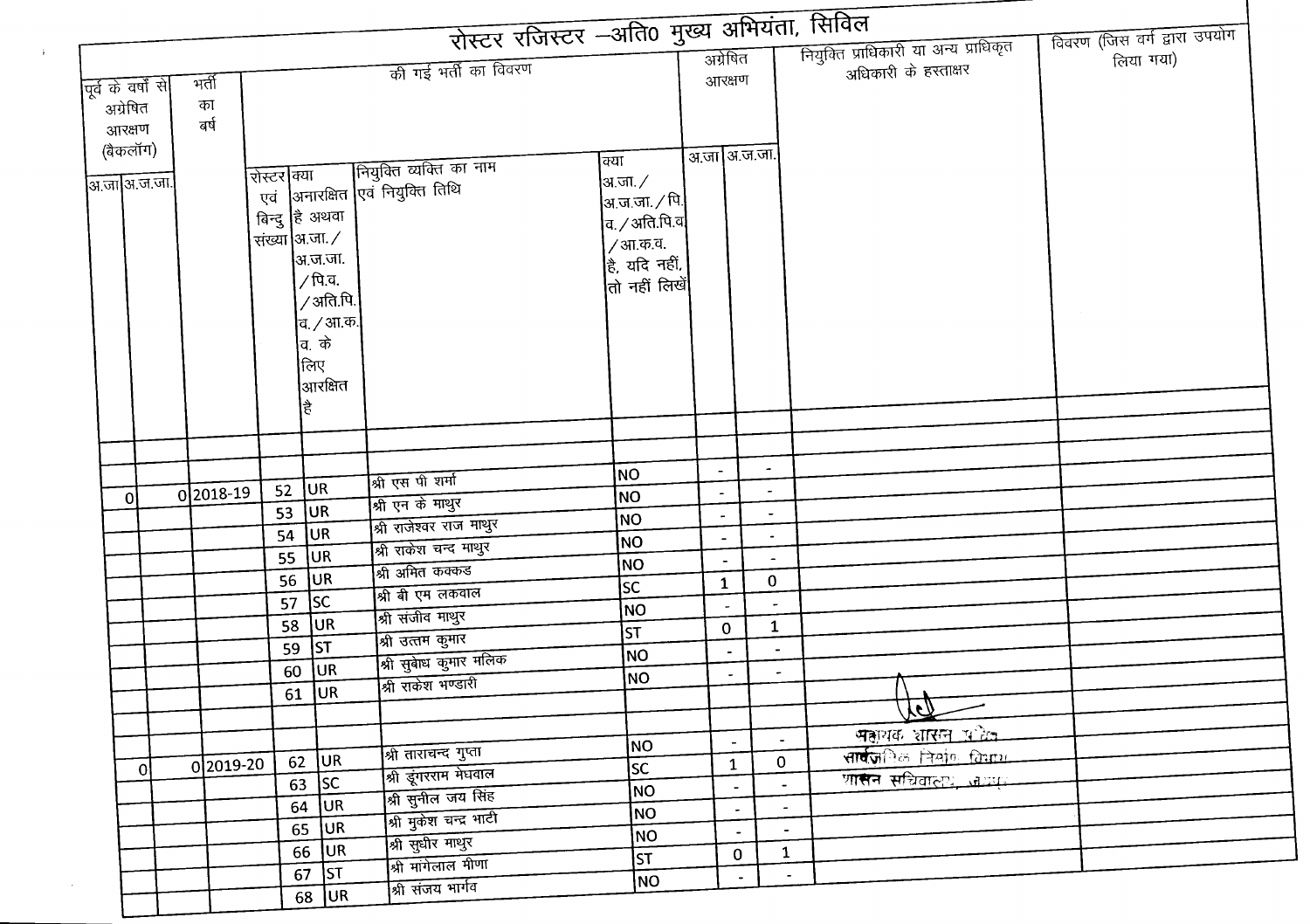# रोस्टर रजिस्टर –अति0 मुख्य अभियंता, सिविल

| पूर्व के वर्षों से अग्रेषित आरक्षण (बैकलॉग) | | भर्ती का वर्ष | की गई भर्ती का विवरण | | | | अग्रेषित आरक्षण | | नियुक्ति प्राधिकारी या अन्य प्राधिकृत अधिकारी के हस्ताक्षर | विवरण (जिस वर्ग द्वारा उपयोग लिया गया) |
|---|---|---|---|---|---|---|---|---|---|---|
| अ.जा | अ.ज.जा. | | रोस्टर एवं बिन्दु संख्या | क्या अनारक्षित है अथवा अ.जा./अ.ज.जा./पि.व./अति.पि.व./आ.क.व. के लिए आरक्षित है | नियुक्ति व्यक्ति का नाम एवं नियुक्ति तिथि | क्या अ.जा./अ.ज.जा./पि.व./अति.पि.व/आ.क.व. है, यदि नहीं, तो नहीं लिखें | अ.जा | अ.ज.जा. | | |
| 0 | 0 | 2018-19 | 52 | UR | श्री एस पी शर्मा | NO | - | - | | |
| | | | 53 | UR | श्री एन के माथुर | NO | - | - | | |
| | | | 54 | UR | श्री राजेश्वर राज माथुर | NO | - | - | | |
| | | | 55 | UR | श्री राकेश चन्द माथुर | NO | - | - | | |
| | | | 56 | UR | श्री अमित कक्कड | NO | - | - | | |
| | | | 57 | SC | श्री बी एम लकवाल | SC | 1 | 0 | | |
| | | | 58 | UR | श्री संजीव माथुर | NO | - | - | | |
| | | | 59 | ST | श्री उत्तम कुमार | ST | 0 | 1 | | |
| | | | 60 | UR | श्री सुबोध कुमार मलिक | NO | - | - | | |
| | | | 61 | UR | श्री राकेश भण्डारी | NO | - | - | | |
| 0 | 0 | 2019-20 | 62 | UR | श्री ताराचन्द गुप्ता | NO | - | - | संयुक्त शासन सचिव सार्वजनिक निर्माण विभाग शासन सचिवालय, जयपुर | |
| | | | 63 | SC | श्री डूंगरराम मेघवाल | SC | 1 | 0 | | |
| | | | 64 | UR | श्री सुनील जय सिंह | NO | - | - | | |
| | | | 65 | UR | श्री मुकेश चन्द्र भाटी | NO | - | - | | |
| | | | 66 | UR | श्री सुधीर माथुर | NO | - | - | | |
| | | | 67 | ST | श्री मांगेलाल मीणा | ST | 0 | 1 | | |
| | | | 68 | UR | श्री संजय भार्गव | NO | - | - | | |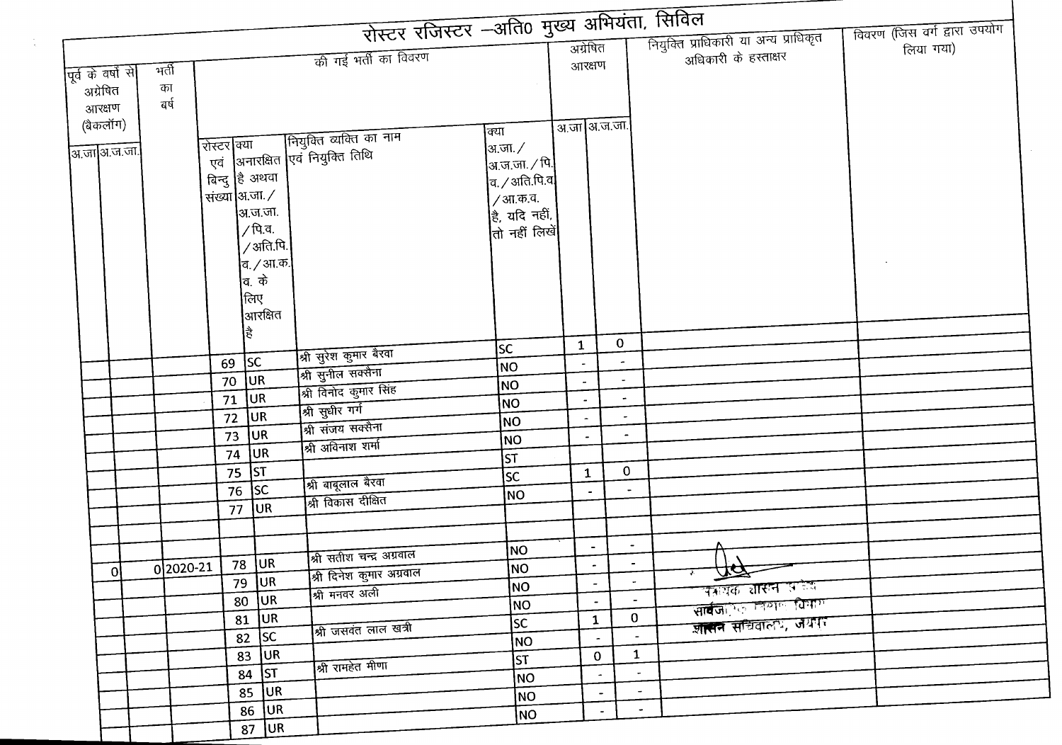# रोस्टर रजिस्टर –अति0 मुख्य अभियंता, सिविल

| पूर्व के वर्षों से अग्रेषित आरक्षण (बैकलॉग) | | भर्ती का वर्ष | की गई भर्ती का विवरण | | | | अग्रेषित आरक्षण | | नियुक्ति प्राधिकारी या अन्य प्राधिकृत अधिकारी के हस्ताक्षर | विवरण (जिस वर्ग द्वारा उपयोग लिया गया) |
|---|---|---|---|---|---|---|---|---|---|---|
| अ.जा | अ.ज.जा. | | रोस्टर एवं बिन्दु संख्या | क्या अनारक्षित है अथवा अ.जा./अ.ज.जा./पि.व./अति.पि.व./आ.क.व. के लिए आरक्षित है | नियुक्ति व्यक्ति का नाम एवं नियुक्ति तिथि | क्या अ.जा./अ.ज.जा./पि.व./अति.पि.व/आ.क.व. है, यदि नहीं, तो नहीं लिखें | अ.जा | अ.ज.जा. | | |
| | | | 69 | SC | श्री सुरेश कुमार बैरवा | SC | 1 | 0 | | |
| | | | 70 | UR | श्री सुनील सक्सैना | NO | - | - | | |
| | | | 71 | UR | श्री विनोद कुमार सिंह | NO | - | - | | |
| | | | 72 | UR | श्री सुधीर गर्ग | NO | - | - | | |
| | | | 73 | UR | श्री संजय सक्सैना | NO | - | - | | |
| | | | 74 | UR | श्री अविनाश शर्मा | NO | - | - | | |
| | | | 75 | ST | | ST | | | | |
| | | | 76 | SC | श्री बाबूलाल बैरवा | SC | 1 | 0 | | |
| | | | 77 | UR | श्री विकास दीक्षित | NO | - | - | | |
| | | | | | | | | | | |
| | | | | | | | | | | |
| 0 | 0 | 2020-21 | 78 | UR | श्री सतीश चन्द्र अग्रवाल | NO | - | - | | |
| | | | 79 | UR | श्री दिनेश कुमार अग्रवाल | NO | - | - | संयुक्त शासन सचिव सार्वजनिक निर्माण विभाग शासन सचिवालय, जयपुर | |
| | | | 80 | UR | श्री मनवर अली | NO | - | - | | |
| | | | 81 | UR | | NO | - | - | | |
| | | | 82 | SC | श्री जसवंत लाल खत्री | SC | 1 | 0 | | |
| | | | 83 | UR | | NO | - | - | | |
| | | | 84 | ST | श्री रामहेत मीणा | ST | 0 | 1 | | |
| | | | 85 | UR | | NO | - | - | | |
| | | | 86 | UR | | NO | - | - | | |
| | | | 87 | UR | | NO | - | - | | |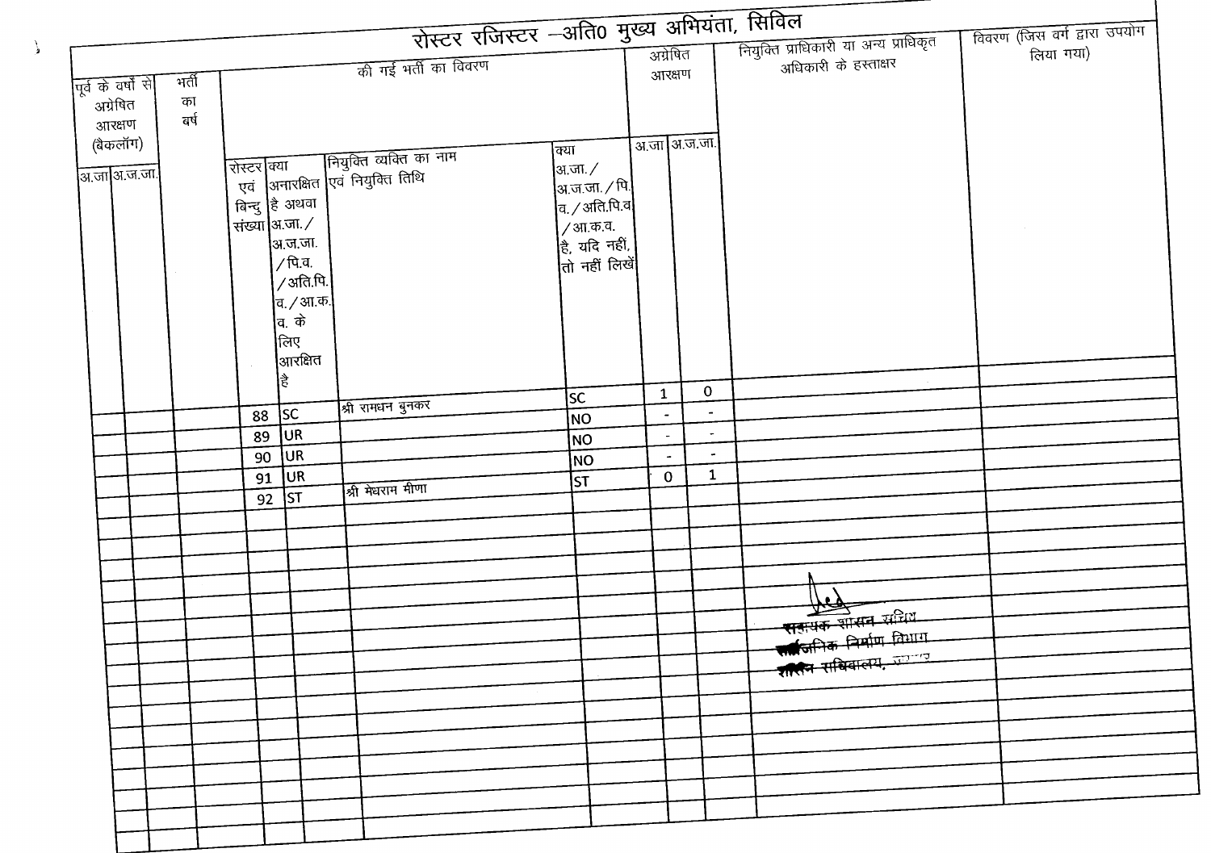# रोस्टर रजिस्टर –अति0 मुख्य अभियंता, सिविल

| पूर्व के वर्षों से अग्रेषित आरक्षण (बैकलॉग) | | भर्ती का बर्ष | की गई भर्ती का विवरण | | | | अग्रेषित आरक्षण | | नियुक्ति प्राधिकारी या अन्य प्राधिकृत अधिकारी के हस्ताक्षर | विवरण (जिस वर्ग द्वारा उपयोग लिया गया) |
|---|---|---|---|---|---|---|---|---|---|---|
| अ.जा | अ.ज.जा. | | रोस्टर एवं बिन्दु संख्या | क्या अनारक्षित है अथवा अ.जा./ अ.ज.जा. /पि.व. /अति.पि.व./आ.क.व. के लिए आरक्षित है | नियुक्ति व्यक्ति का नाम एवं नियुक्ति तिथि | क्या अ.जा./ अ.ज.जा./पि.व./अति.पि.व /आ.क.व. है, यदि नहीं, तो नहीं लिखें | अ.जा | अ.ज.जा. | | |
| | | | 88 | SC | श्री रामधन बुनकर | SC | 1 | 0 | | |
| | | | 89 | UR | | NO | - | - | | |
| | | | 90 | UR | | NO | - | - | | |
| | | | 91 | UR | | NO | - | - | | |
| | | | 92 | ST | श्री मेघराम मीणा | ST | 0 | 1 | | |

संयुक्त शासन सचिव
सार्वजनिक निर्माण विभाग
शासन सचिवालय, जयपुर